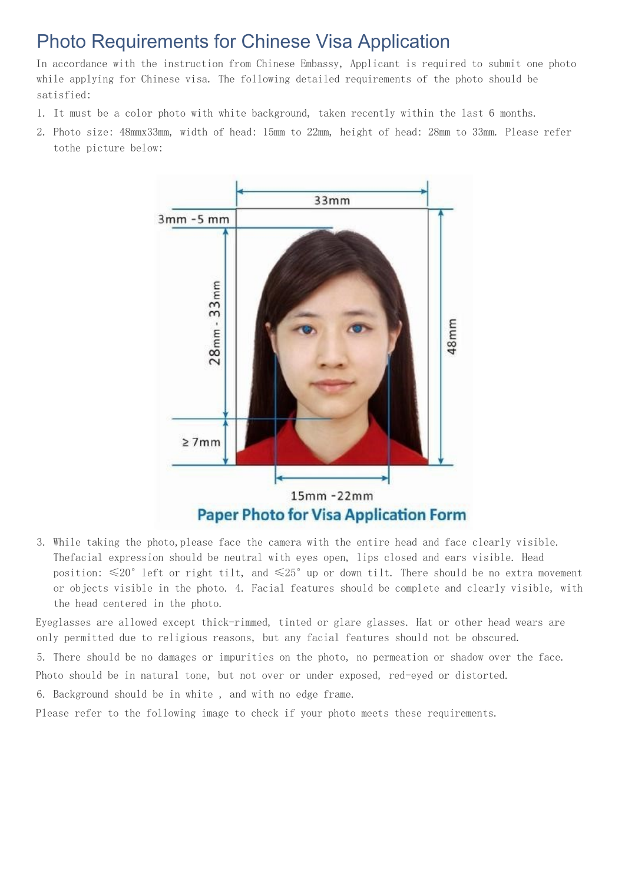# Photo Requirements for Chinese Visa Application

In accordance with the instruction from Chinese Embassy, Applicant is required to submit one photo while applying for Chinese visa. The following detailed requirements of the photo should be satisfied:

1. It must be a color photo with white background, taken recently within the last 6 months.
2. Photo size: 48mmx33mm, width of head: 15mm to 22mm, height of head: 28mm to 33mm. Please refer tothe picture below:

3. While taking the photo,please face the camera with the entire head and face clearly visible. Thefacial expression should be neutral with eyes open, lips closed and ears visible. Head position: ≤20° left or right tilt, and ≤25° up or down tilt. There should be no extra movement or objects visible in the photo. 4. Facial features should be complete and clearly visible, with the head centered in the photo.

Eyeglasses are allowed except thick-rimmed, tinted or glare glasses. Hat or other head wears are only permitted due to religious reasons, but any facial features should not be obscured.

5. There should be no damages or impurities on the photo, no permeation or shadow over the face.

Photo should be in natural tone, but not over or under exposed, red-eyed or distorted.

6. Background should be in white , and with no edge frame.

Please refer to the following image to check if your photo meets these requirements.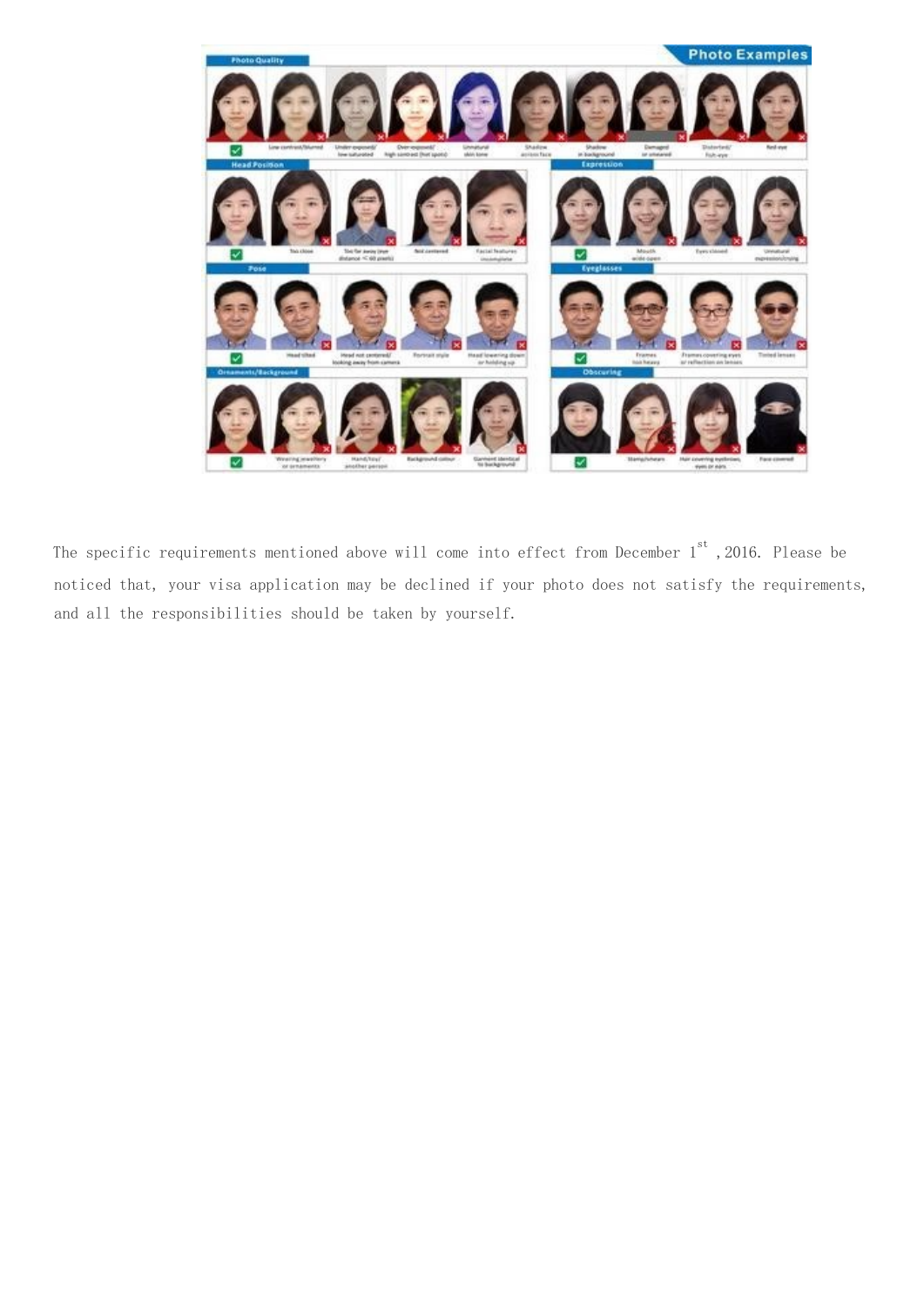The specific requirements mentioned above will come into effect from December 1st ,2016. Please be noticed that, your visa application may be declined if your photo does not satisfy the requirements, and all the responsibilities should be taken by yourself.